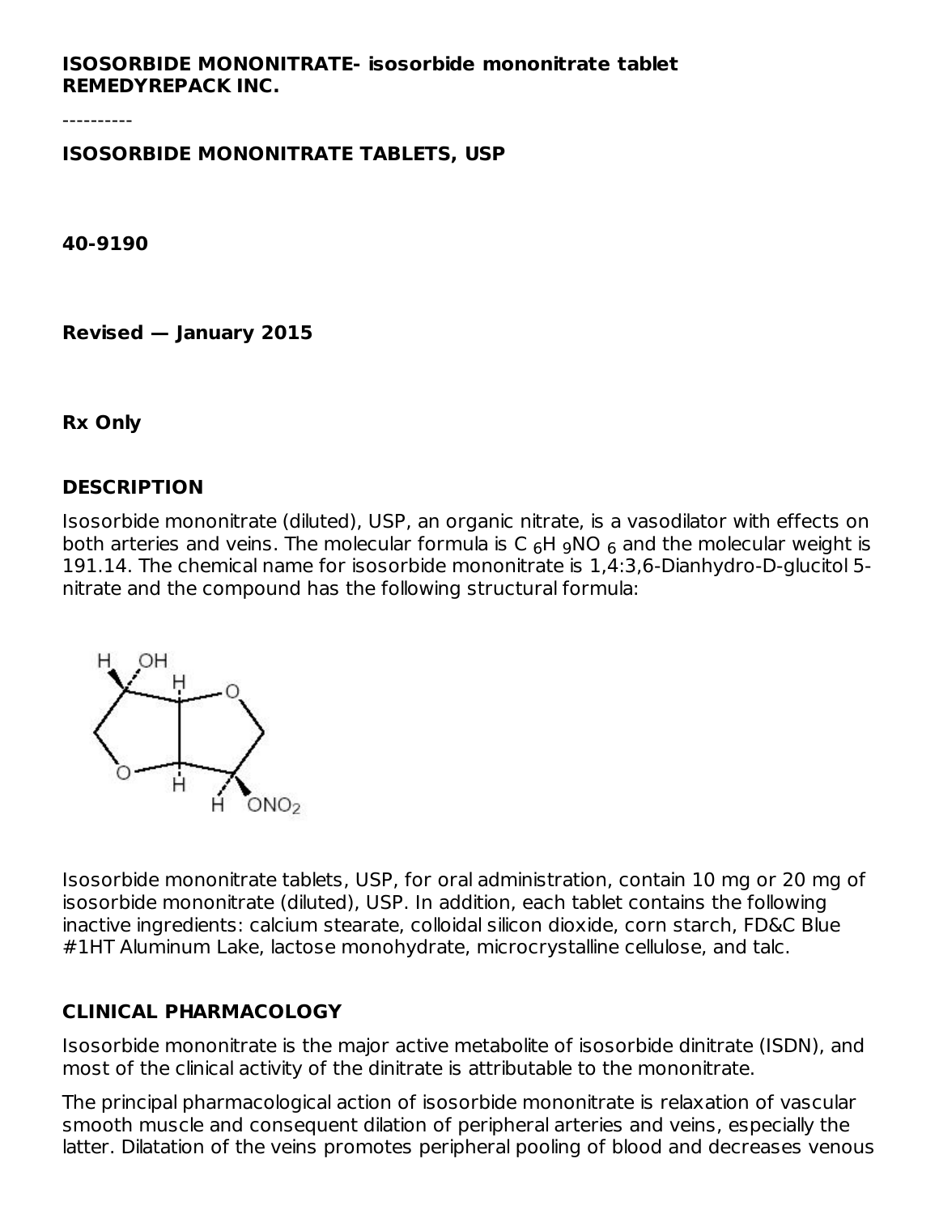**ISOSORBIDE MONONITRATE- isosorbide mononitrate tablet**
**REMEDYREPACK INC.**

----------

## ISOSORBIDE MONONITRATE TABLETS, USP

**40-9190**

**Revised — January 2015**

**Rx Only**

## DESCRIPTION

Isosorbide mononitrate (diluted), USP, an organic nitrate, is a vasodilator with effects on both arteries and veins. The molecular formula is $C_6H_9NO_6$ and the molecular weight is 191.14. The chemical name for isosorbide mononitrate is 1,4:3,6-Dianhydro-D-glucitol 5-nitrate and the compound has the following structural formula:

Isosorbide mononitrate tablets, USP, for oral administration, contain 10 mg or 20 mg of isosorbide mononitrate (diluted), USP. In addition, each tablet contains the following inactive ingredients: calcium stearate, colloidal silicon dioxide, corn starch, FD&C Blue #1HT Aluminum Lake, lactose monohydrate, microcrystalline cellulose, and talc.

## CLINICAL PHARMACOLOGY

Isosorbide mononitrate is the major active metabolite of isosorbide dinitrate (ISDN), and most of the clinical activity of the dinitrate is attributable to the mononitrate.

The principal pharmacological action of isosorbide mononitrate is relaxation of vascular smooth muscle and consequent dilation of peripheral arteries and veins, especially the latter. Dilatation of the veins promotes peripheral pooling of blood and decreases venous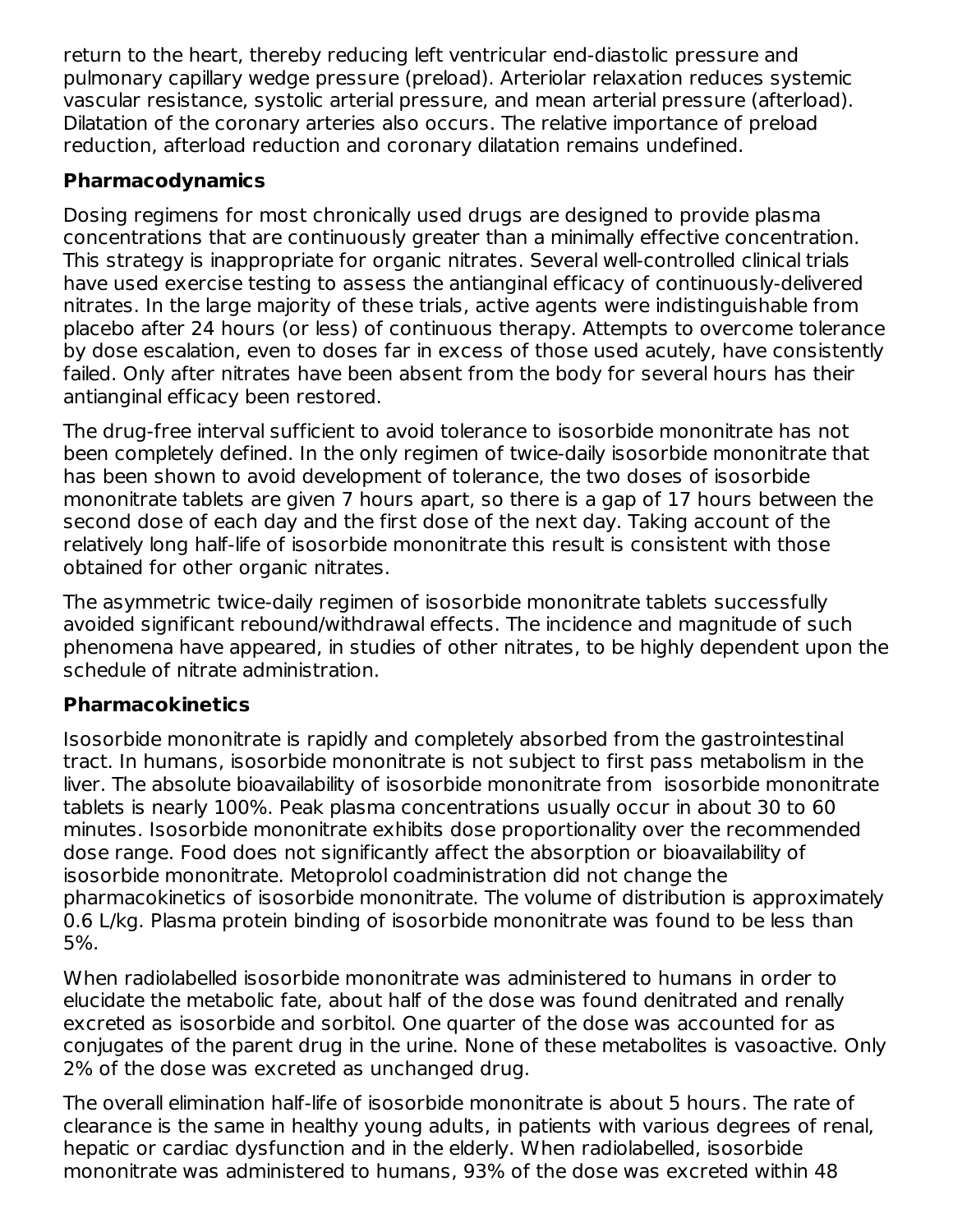return to the heart, thereby reducing left ventricular end-diastolic pressure and pulmonary capillary wedge pressure (preload). Arteriolar relaxation reduces systemic vascular resistance, systolic arterial pressure, and mean arterial pressure (afterload). Dilatation of the coronary arteries also occurs. The relative importance of preload reduction, afterload reduction and coronary dilatation remains undefined.

**Pharmacodynamics**

Dosing regimens for most chronically used drugs are designed to provide plasma concentrations that are continuously greater than a minimally effective concentration. This strategy is inappropriate for organic nitrates. Several well-controlled clinical trials have used exercise testing to assess the antianginal efficacy of continuously-delivered nitrates. In the large majority of these trials, active agents were indistinguishable from placebo after 24 hours (or less) of continuous therapy. Attempts to overcome tolerance by dose escalation, even to doses far in excess of those used acutely, have consistently failed. Only after nitrates have been absent from the body for several hours has their antianginal efficacy been restored.

The drug-free interval sufficient to avoid tolerance to isosorbide mononitrate has not been completely defined. In the only regimen of twice-daily isosorbide mononitrate that has been shown to avoid development of tolerance, the two doses of isosorbide mononitrate tablets are given 7 hours apart, so there is a gap of 17 hours between the second dose of each day and the first dose of the next day. Taking account of the relatively long half-life of isosorbide mononitrate this result is consistent with those obtained for other organic nitrates.

The asymmetric twice-daily regimen of isosorbide mononitrate tablets successfully avoided significant rebound/withdrawal effects. The incidence and magnitude of such phenomena have appeared, in studies of other nitrates, to be highly dependent upon the schedule of nitrate administration.

**Pharmacokinetics**

Isosorbide mononitrate is rapidly and completely absorbed from the gastrointestinal tract. In humans, isosorbide mononitrate is not subject to first pass metabolism in the liver. The absolute bioavailability of isosorbide mononitrate from isosorbide mononitrate tablets is nearly 100%. Peak plasma concentrations usually occur in about 30 to 60 minutes. Isosorbide mononitrate exhibits dose proportionality over the recommended dose range. Food does not significantly affect the absorption or bioavailability of isosorbide mononitrate. Metoprolol coadministration did not change the pharmacokinetics of isosorbide mononitrate. The volume of distribution is approximately 0.6 L/kg. Plasma protein binding of isosorbide mononitrate was found to be less than 5%.

When radiolabelled isosorbide mononitrate was administered to humans in order to elucidate the metabolic fate, about half of the dose was found denitrated and renally excreted as isosorbide and sorbitol. One quarter of the dose was accounted for as conjugates of the parent drug in the urine. None of these metabolites is vasoactive. Only 2% of the dose was excreted as unchanged drug.

The overall elimination half-life of isosorbide mononitrate is about 5 hours. The rate of clearance is the same in healthy young adults, in patients with various degrees of renal, hepatic or cardiac dysfunction and in the elderly. When radiolabelled, isosorbide mononitrate was administered to humans, 93% of the dose was excreted within 48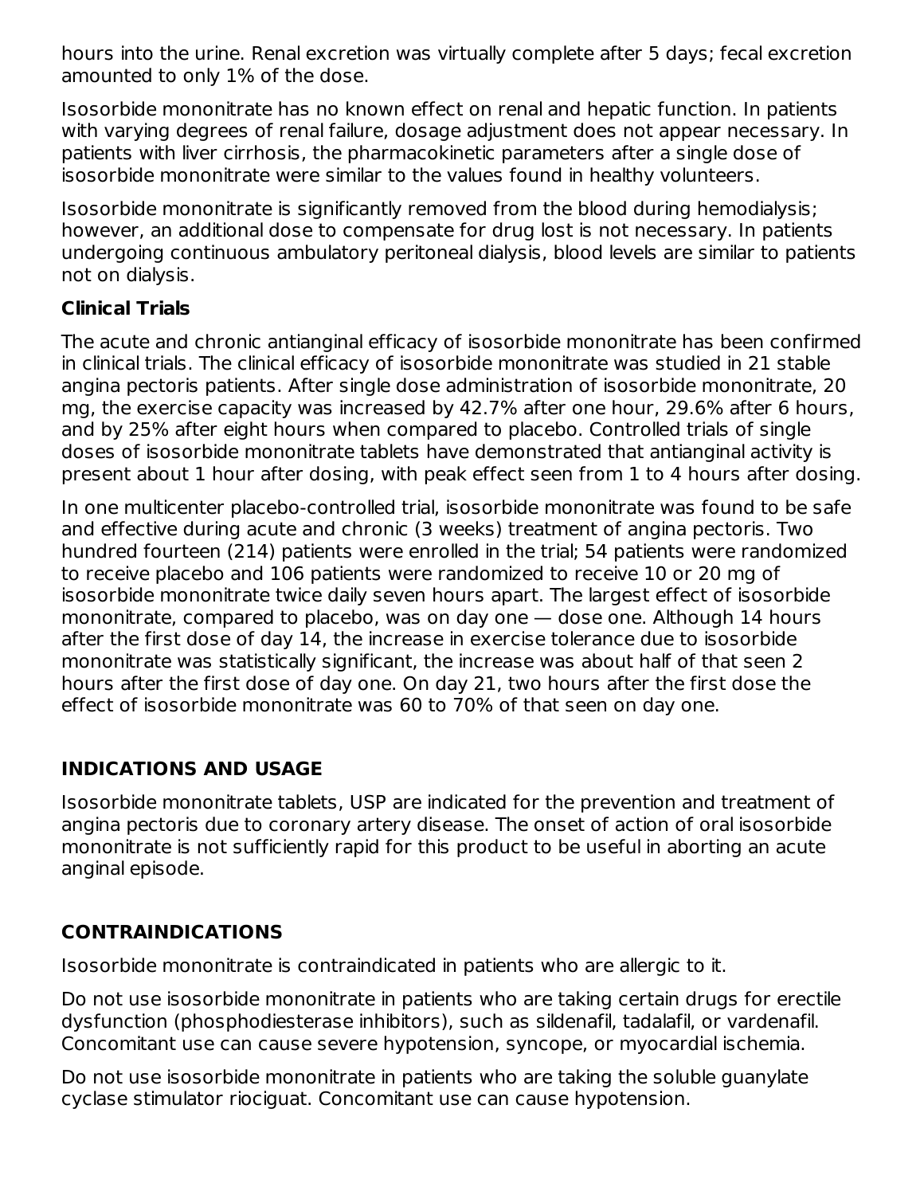hours into the urine. Renal excretion was virtually complete after 5 days; fecal excretion amounted to only 1% of the dose.

Isosorbide mononitrate has no known effect on renal and hepatic function. In patients with varying degrees of renal failure, dosage adjustment does not appear necessary. In patients with liver cirrhosis, the pharmacokinetic parameters after a single dose of isosorbide mononitrate were similar to the values found in healthy volunteers.

Isosorbide mononitrate is significantly removed from the blood during hemodialysis; however, an additional dose to compensate for drug lost is not necessary. In patients undergoing continuous ambulatory peritoneal dialysis, blood levels are similar to patients not on dialysis.

### Clinical Trials

The acute and chronic antianginal efficacy of isosorbide mononitrate has been confirmed in clinical trials. The clinical efficacy of isosorbide mononitrate was studied in 21 stable angina pectoris patients. After single dose administration of isosorbide mononitrate, 20 mg, the exercise capacity was increased by 42.7% after one hour, 29.6% after 6 hours, and by 25% after eight hours when compared to placebo. Controlled trials of single doses of isosorbide mononitrate tablets have demonstrated that antianginal activity is present about 1 hour after dosing, with peak effect seen from 1 to 4 hours after dosing.

In one multicenter placebo-controlled trial, isosorbide mononitrate was found to be safe and effective during acute and chronic (3 weeks) treatment of angina pectoris. Two hundred fourteen (214) patients were enrolled in the trial; 54 patients were randomized to receive placebo and 106 patients were randomized to receive 10 or 20 mg of isosorbide mononitrate twice daily seven hours apart. The largest effect of isosorbide mononitrate, compared to placebo, was on day one — dose one. Although 14 hours after the first dose of day 14, the increase in exercise tolerance due to isosorbide mononitrate was statistically significant, the increase was about half of that seen 2 hours after the first dose of day one. On day 21, two hours after the first dose the effect of isosorbide mononitrate was 60 to 70% of that seen on day one.

## INDICATIONS AND USAGE

Isosorbide mononitrate tablets, USP are indicated for the prevention and treatment of angina pectoris due to coronary artery disease. The onset of action of oral isosorbide mononitrate is not sufficiently rapid for this product to be useful in aborting an acute anginal episode.

## CONTRAINDICATIONS

Isosorbide mononitrate is contraindicated in patients who are allergic to it.

Do not use isosorbide mononitrate in patients who are taking certain drugs for erectile dysfunction (phosphodiesterase inhibitors), such as sildenafil, tadalafil, or vardenafil. Concomitant use can cause severe hypotension, syncope, or myocardial ischemia.

Do not use isosorbide mononitrate in patients who are taking the soluble guanylate cyclase stimulator riociguat. Concomitant use can cause hypotension.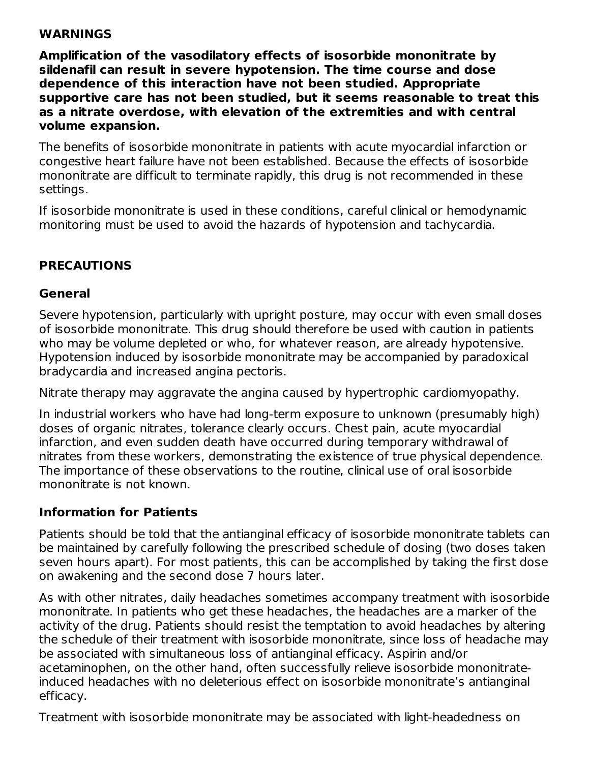## WARNINGS

**Amplification of the vasodilatory effects of isosorbide mononitrate by sildenafil can result in severe hypotension. The time course and dose dependence of this interaction have not been studied. Appropriate supportive care has not been studied, but it seems reasonable to treat this as a nitrate overdose, with elevation of the extremities and with central volume expansion.**

The benefits of isosorbide mononitrate in patients with acute myocardial infarction or congestive heart failure have not been established. Because the effects of isosorbide mononitrate are difficult to terminate rapidly, this drug is not recommended in these settings.

If isosorbide mononitrate is used in these conditions, careful clinical or hemodynamic monitoring must be used to avoid the hazards of hypotension and tachycardia.

## PRECAUTIONS

### General

Severe hypotension, particularly with upright posture, may occur with even small doses of isosorbide mononitrate. This drug should therefore be used with caution in patients who may be volume depleted or who, for whatever reason, are already hypotensive. Hypotension induced by isosorbide mononitrate may be accompanied by paradoxical bradycardia and increased angina pectoris.

Nitrate therapy may aggravate the angina caused by hypertrophic cardiomyopathy.

In industrial workers who have had long-term exposure to unknown (presumably high) doses of organic nitrates, tolerance clearly occurs. Chest pain, acute myocardial infarction, and even sudden death have occurred during temporary withdrawal of nitrates from these workers, demonstrating the existence of true physical dependence. The importance of these observations to the routine, clinical use of oral isosorbide mononitrate is not known.

### Information for Patients

Patients should be told that the antianginal efficacy of isosorbide mononitrate tablets can be maintained by carefully following the prescribed schedule of dosing (two doses taken seven hours apart). For most patients, this can be accomplished by taking the first dose on awakening and the second dose 7 hours later.

As with other nitrates, daily headaches sometimes accompany treatment with isosorbide mononitrate. In patients who get these headaches, the headaches are a marker of the activity of the drug. Patients should resist the temptation to avoid headaches by altering the schedule of their treatment with isosorbide mononitrate, since loss of headache may be associated with simultaneous loss of antianginal efficacy. Aspirin and/or acetaminophen, on the other hand, often successfully relieve isosorbide mononitrate-induced headaches with no deleterious effect on isosorbide mononitrate's antianginal efficacy.

Treatment with isosorbide mononitrate may be associated with light-headedness on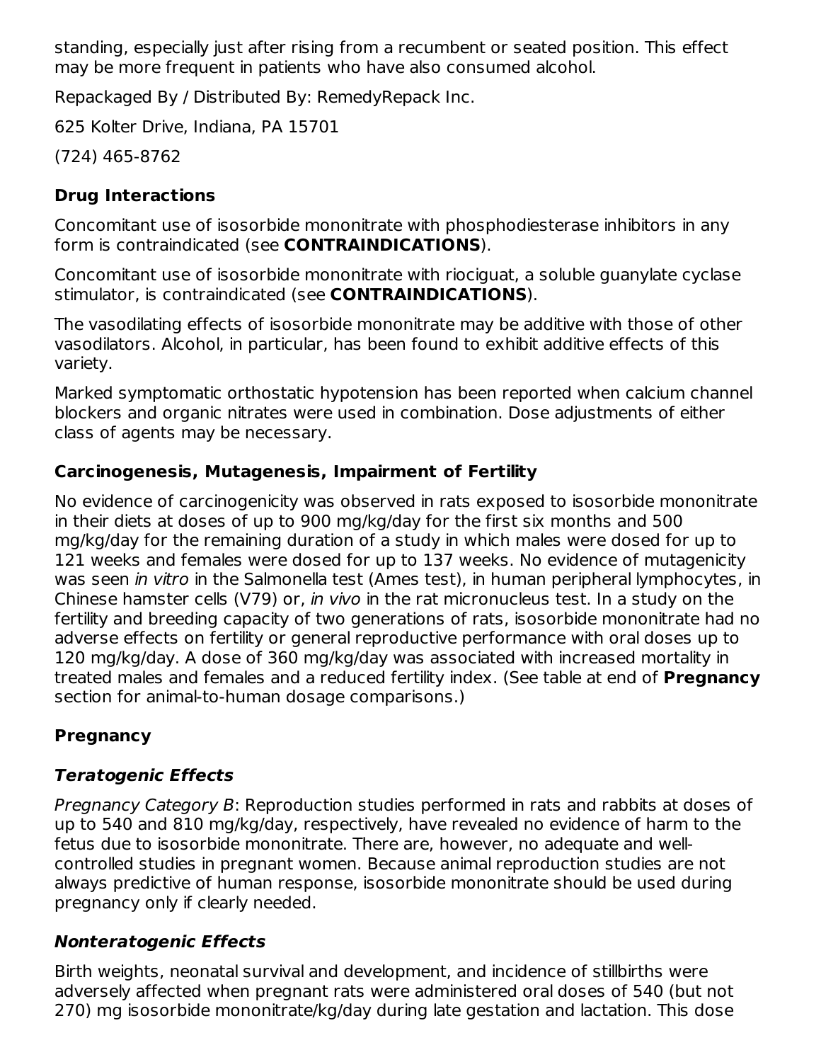standing, especially just after rising from a recumbent or seated position. This effect may be more frequent in patients who have also consumed alcohol.

Repackaged By / Distributed By: RemedyRepack Inc.

625 Kolter Drive, Indiana, PA 15701

(724) 465-8762

## Drug Interactions

Concomitant use of isosorbide mononitrate with phosphodiesterase inhibitors in any form is contraindicated (see **CONTRAINDICATIONS**).

Concomitant use of isosorbide mononitrate with riociguat, a soluble guanylate cyclase stimulator, is contraindicated (see **CONTRAINDICATIONS**).

The vasodilating effects of isosorbide mononitrate may be additive with those of other vasodilators. Alcohol, in particular, has been found to exhibit additive effects of this variety.

Marked symptomatic orthostatic hypotension has been reported when calcium channel blockers and organic nitrates were used in combination. Dose adjustments of either class of agents may be necessary.

## Carcinogenesis, Mutagenesis, Impairment of Fertility

No evidence of carcinogenicity was observed in rats exposed to isosorbide mononitrate in their diets at doses of up to 900 mg/kg/day for the first six months and 500 mg/kg/day for the remaining duration of a study in which males were dosed for up to 121 weeks and females were dosed for up to 137 weeks. No evidence of mutagenicity was seen *in vitro* in the Salmonella test (Ames test), in human peripheral lymphocytes, in Chinese hamster cells (V79) or, *in vivo* in the rat micronucleus test. In a study on the fertility and breeding capacity of two generations of rats, isosorbide mononitrate had no adverse effects on fertility or general reproductive performance with oral doses up to 120 mg/kg/day. A dose of 360 mg/kg/day was associated with increased mortality in treated males and females and a reduced fertility index. (See table at end of **Pregnancy** section for animal-to-human dosage comparisons.)

## Pregnancy

### *Teratogenic Effects*

*Pregnancy Category B*: Reproduction studies performed in rats and rabbits at doses of up to 540 and 810 mg/kg/day, respectively, have revealed no evidence of harm to the fetus due to isosorbide mononitrate. There are, however, no adequate and well-controlled studies in pregnant women. Because animal reproduction studies are not always predictive of human response, isosorbide mononitrate should be used during pregnancy only if clearly needed.

### *Nonteratogenic Effects*

Birth weights, neonatal survival and development, and incidence of stillbirths were adversely affected when pregnant rats were administered oral doses of 540 (but not 270) mg isosorbide mononitrate/kg/day during late gestation and lactation. This dose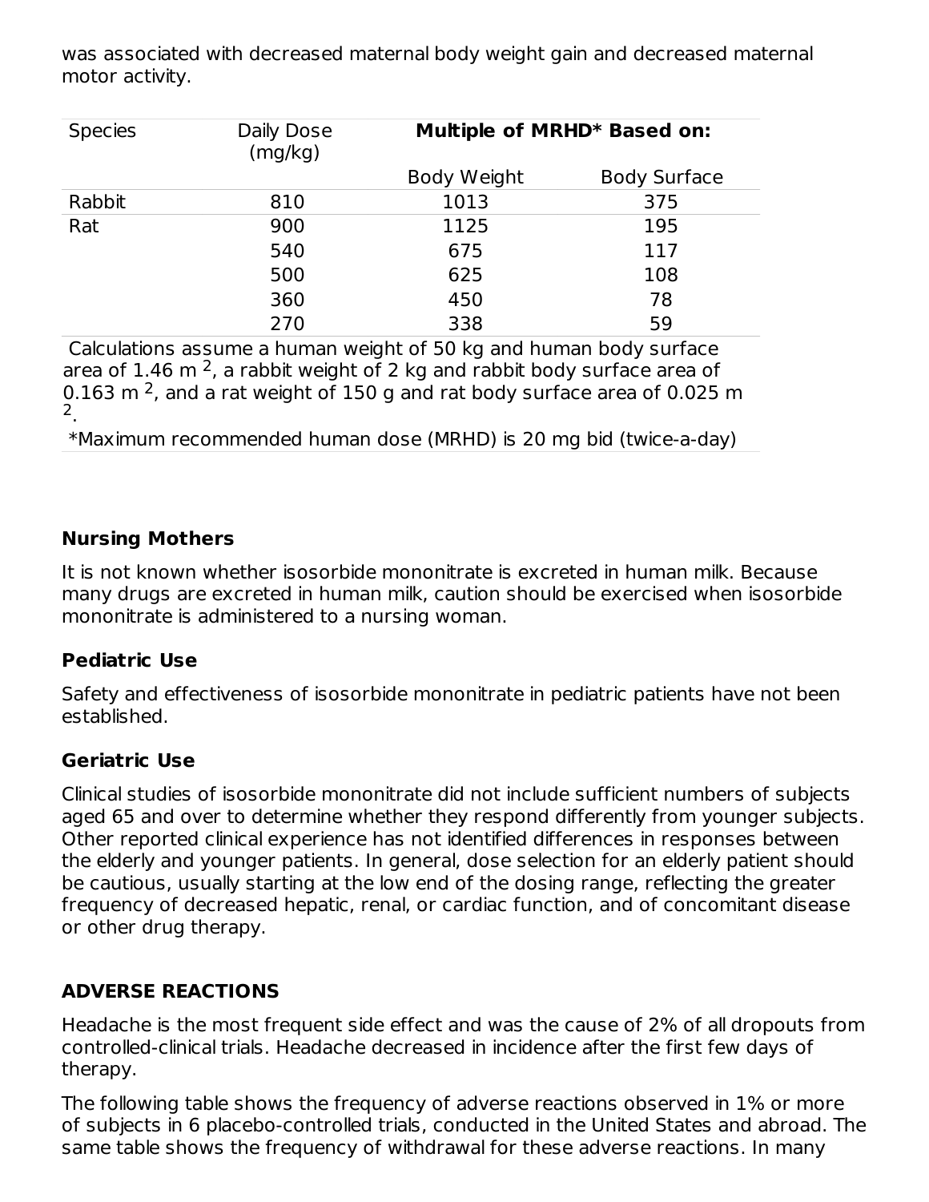was associated with decreased maternal body weight gain and decreased maternal motor activity.

| Species | Daily Dose (mg/kg) | **Multiple of MRHD* Based on:** | |
|---|---|---|---|
| | | Body Weight | Body Surface |
| Rabbit | 810 | 1013 | 375 |
| Rat | 900 | 1125 | 195 |
| | 540 | 675 | 117 |
| | 500 | 625 | 108 |
| | 360 | 450 | 78 |
| | 270 | 338 | 59 |

Calculations assume a human weight of 50 kg and human body surface area of 1.46 $m^2$, a rabbit weight of 2 kg and rabbit body surface area of 0.163 $m^2$, and a rat weight of 150 g and rat body surface area of 0.025 $m^2$.

*Maximum recommended human dose (MRHD) is 20 mg bid (twice-a-day)

## Nursing Mothers

It is not known whether isosorbide mononitrate is excreted in human milk. Because many drugs are excreted in human milk, caution should be exercised when isosorbide mononitrate is administered to a nursing woman.

## Pediatric Use

Safety and effectiveness of isosorbide mononitrate in pediatric patients have not been established.

## Geriatric Use

Clinical studies of isosorbide mononitrate did not include sufficient numbers of subjects aged 65 and over to determine whether they respond differently from younger subjects. Other reported clinical experience has not identified differences in responses between the elderly and younger patients. In general, dose selection for an elderly patient should be cautious, usually starting at the low end of the dosing range, reflecting the greater frequency of decreased hepatic, renal, or cardiac function, and of concomitant disease or other drug therapy.

## ADVERSE REACTIONS

Headache is the most frequent side effect and was the cause of 2% of all dropouts from controlled-clinical trials. Headache decreased in incidence after the first few days of therapy.

The following table shows the frequency of adverse reactions observed in 1% or more of subjects in 6 placebo-controlled trials, conducted in the United States and abroad. The same table shows the frequency of withdrawal for these adverse reactions. In many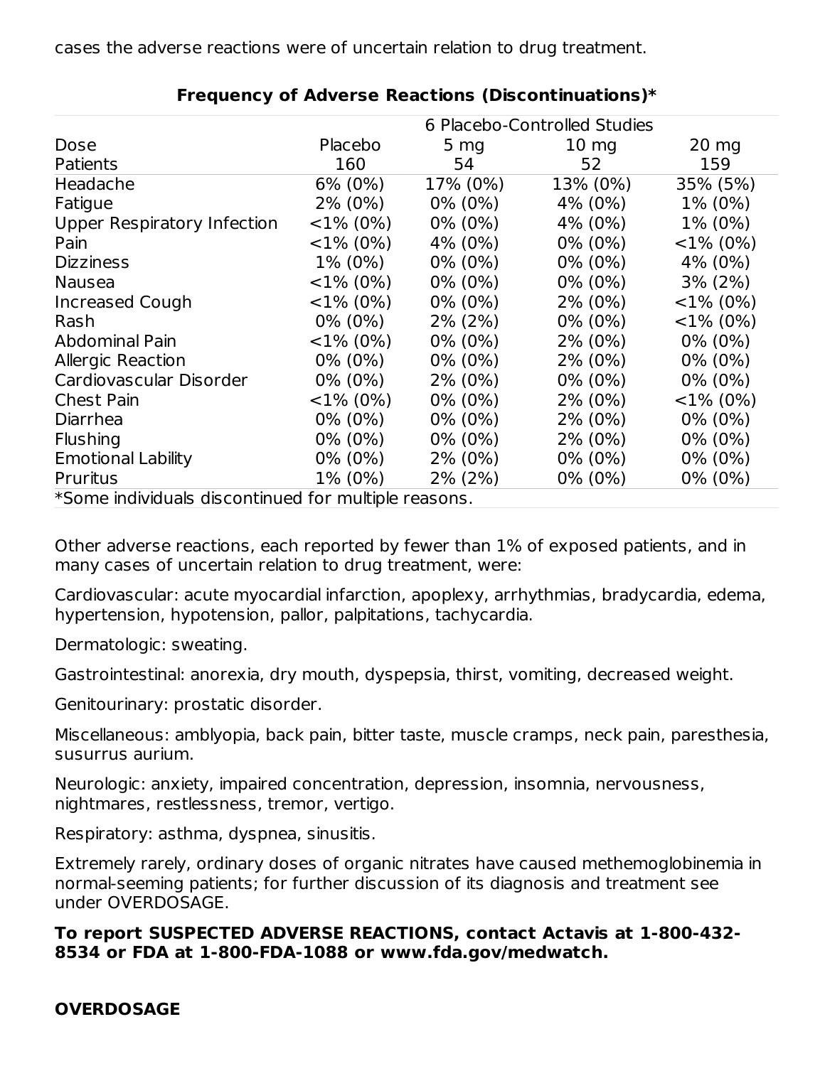cases the adverse reactions were of uncertain relation to drug treatment.

**Frequency of Adverse Reactions (Discontinuations)***

| | 6 Placebo-Controlled Studies | | | |
|---|---|---|---|---|
| Dose | Placebo | 5 mg | 10 mg | 20 mg |
| Patients | 160 | 54 | 52 | 159 |
| Headache | 6% (0%) | 17% (0%) | 13% (0%) | 35% (5%) |
| Fatigue | 2% (0%) | 0% (0%) | 4% (0%) | 1% (0%) |
| Upper Respiratory Infection | <1% (0%) | 0% (0%) | 4% (0%) | 1% (0%) |
| Pain | <1% (0%) | 4% (0%) | 0% (0%) | <1% (0%) |
| Dizziness | 1% (0%) | 0% (0%) | 0% (0%) | 4% (0%) |
| Nausea | <1% (0%) | 0% (0%) | 0% (0%) | 3% (2%) |
| Increased Cough | <1% (0%) | 0% (0%) | 2% (0%) | <1% (0%) |
| Rash | 0% (0%) | 2% (2%) | 0% (0%) | <1% (0%) |
| Abdominal Pain | <1% (0%) | 0% (0%) | 2% (0%) | 0% (0%) |
| Allergic Reaction | 0% (0%) | 0% (0%) | 2% (0%) | 0% (0%) |
| Cardiovascular Disorder | 0% (0%) | 2% (0%) | 0% (0%) | 0% (0%) |
| Chest Pain | <1% (0%) | 0% (0%) | 2% (0%) | <1% (0%) |
| Diarrhea | 0% (0%) | 0% (0%) | 2% (0%) | 0% (0%) |
| Flushing | 0% (0%) | 0% (0%) | 2% (0%) | 0% (0%) |
| Emotional Lability | 0% (0%) | 2% (0%) | 0% (0%) | 0% (0%) |
| Pruritus | 1% (0%) | 2% (2%) | 0% (0%) | 0% (0%) |

*Some individuals discontinued for multiple reasons.

Other adverse reactions, each reported by fewer than 1% of exposed patients, and in many cases of uncertain relation to drug treatment, were:

Cardiovascular: acute myocardial infarction, apoplexy, arrhythmias, bradycardia, edema, hypertension, hypotension, pallor, palpitations, tachycardia.

Dermatologic: sweating.

Gastrointestinal: anorexia, dry mouth, dyspepsia, thirst, vomiting, decreased weight.

Genitourinary: prostatic disorder.

Miscellaneous: amblyopia, back pain, bitter taste, muscle cramps, neck pain, paresthesia, susurrus aurium.

Neurologic: anxiety, impaired concentration, depression, insomnia, nervousness, nightmares, restlessness, tremor, vertigo.

Respiratory: asthma, dyspnea, sinusitis.

Extremely rarely, ordinary doses of organic nitrates have caused methemoglobinemia in normal-seeming patients; for further discussion of its diagnosis and treatment see under OVERDOSAGE.

**To report SUSPECTED ADVERSE REACTIONS, contact Actavis at 1-800-432-8534 or FDA at 1-800-FDA-1088 or www.fda.gov/medwatch.**

**OVERDOSAGE**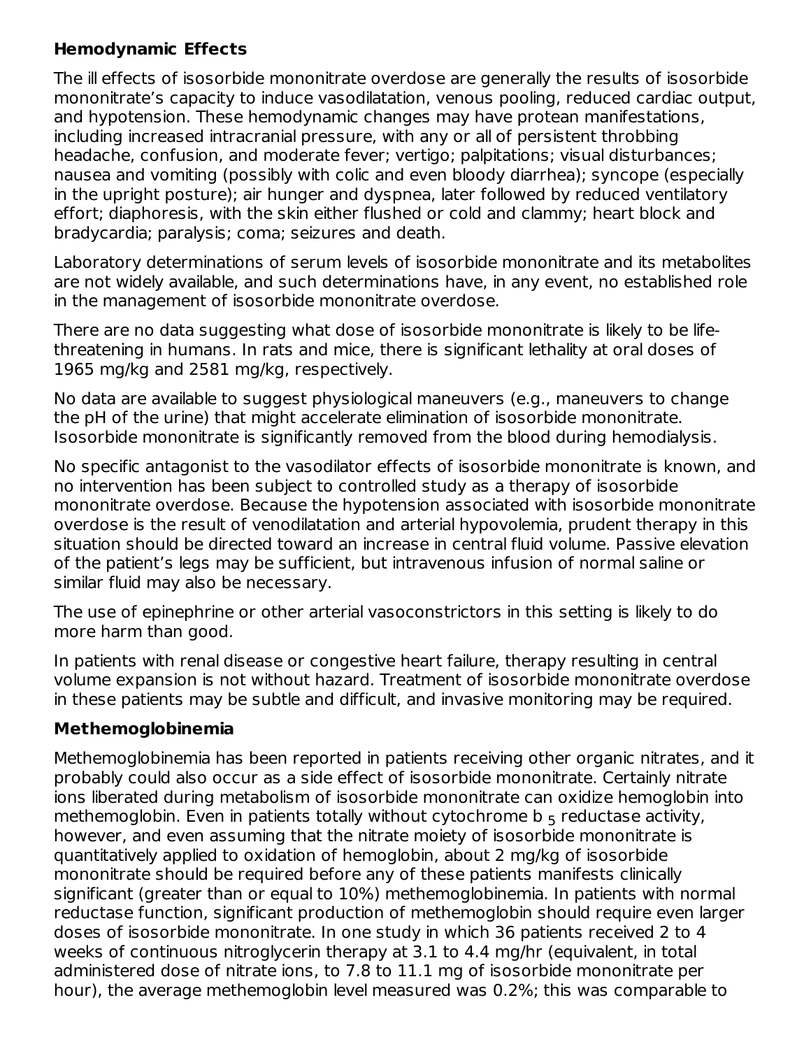**Hemodynamic Effects**

The ill effects of isosorbide mononitrate overdose are generally the results of isosorbide mononitrate's capacity to induce vasodilatation, venous pooling, reduced cardiac output, and hypotension. These hemodynamic changes may have protean manifestations, including increased intracranial pressure, with any or all of persistent throbbing headache, confusion, and moderate fever; vertigo; palpitations; visual disturbances; nausea and vomiting (possibly with colic and even bloody diarrhea); syncope (especially in the upright posture); air hunger and dyspnea, later followed by reduced ventilatory effort; diaphoresis, with the skin either flushed or cold and clammy; heart block and bradycardia; paralysis; coma; seizures and death.

Laboratory determinations of serum levels of isosorbide mononitrate and its metabolites are not widely available, and such determinations have, in any event, no established role in the management of isosorbide mononitrate overdose.

There are no data suggesting what dose of isosorbide mononitrate is likely to be life-threatening in humans. In rats and mice, there is significant lethality at oral doses of 1965 mg/kg and 2581 mg/kg, respectively.

No data are available to suggest physiological maneuvers (e.g., maneuvers to change the pH of the urine) that might accelerate elimination of isosorbide mononitrate. Isosorbide mononitrate is significantly removed from the blood during hemodialysis.

No specific antagonist to the vasodilator effects of isosorbide mononitrate is known, and no intervention has been subject to controlled study as a therapy of isosorbide mononitrate overdose. Because the hypotension associated with isosorbide mononitrate overdose is the result of venodilatation and arterial hypovolemia, prudent therapy in this situation should be directed toward an increase in central fluid volume. Passive elevation of the patient's legs may be sufficient, but intravenous infusion of normal saline or similar fluid may also be necessary.

The use of epinephrine or other arterial vasoconstrictors in this setting is likely to do more harm than good.

In patients with renal disease or congestive heart failure, therapy resulting in central volume expansion is not without hazard. Treatment of isosorbide mononitrate overdose in these patients may be subtle and difficult, and invasive monitoring may be required.

**Methemoglobinemia**

Methemoglobinemia has been reported in patients receiving other organic nitrates, and it probably could also occur as a side effect of isosorbide mononitrate. Certainly nitrate ions liberated during metabolism of isosorbide mononitrate can oxidize hemoglobin into methemoglobin. Even in patients totally without cytochrome $b_5$ reductase activity, however, and even assuming that the nitrate moiety of isosorbide mononitrate is quantitatively applied to oxidation of hemoglobin, about 2 mg/kg of isosorbide mononitrate should be required before any of these patients manifests clinically significant (greater than or equal to 10%) methemoglobinemia. In patients with normal reductase function, significant production of methemoglobin should require even larger doses of isosorbide mononitrate. In one study in which 36 patients received 2 to 4 weeks of continuous nitroglycerin therapy at 3.1 to 4.4 mg/hr (equivalent, in total administered dose of nitrate ions, to 7.8 to 11.1 mg of isosorbide mononitrate per hour), the average methemoglobin level measured was 0.2%; this was comparable to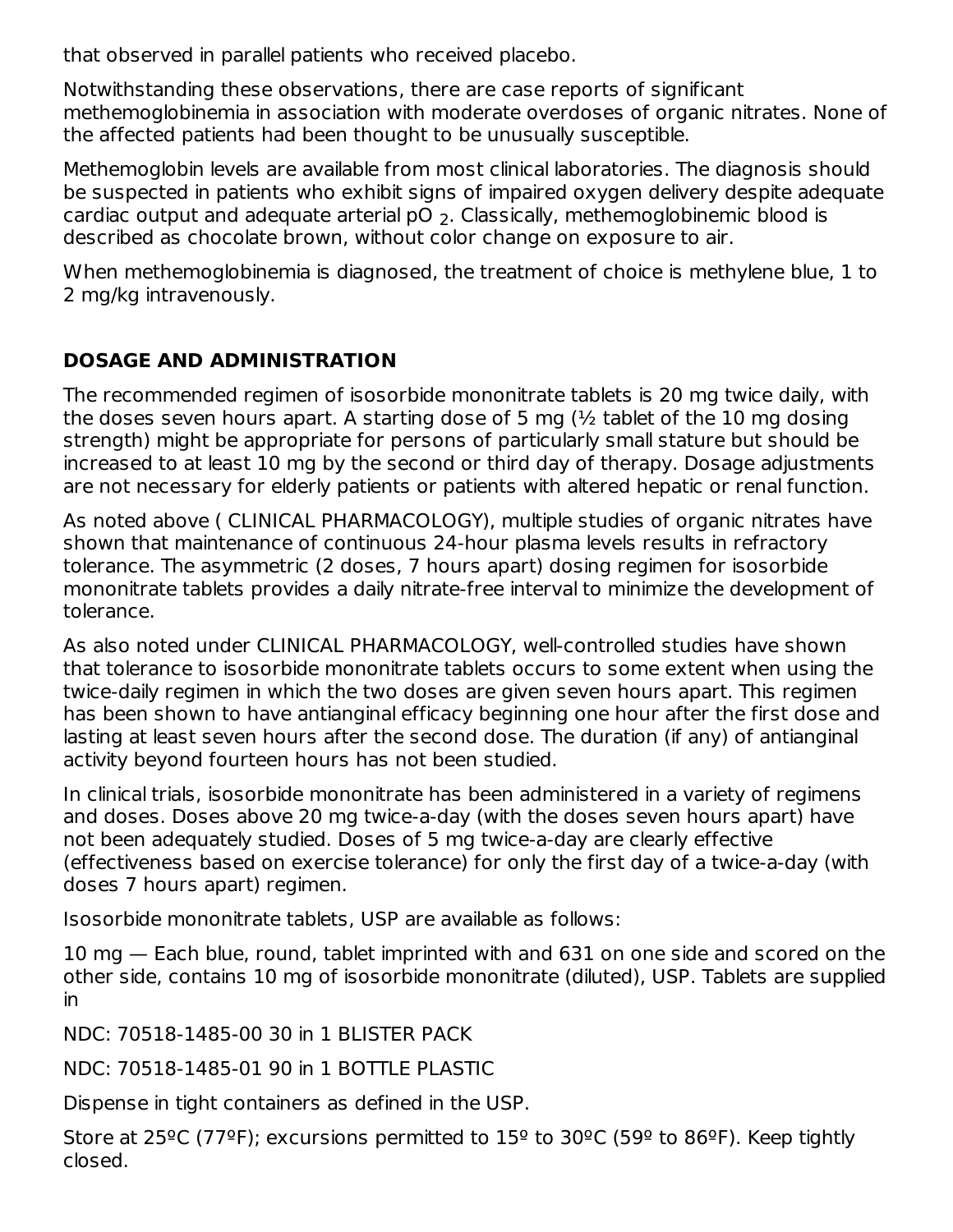that observed in parallel patients who received placebo.

Notwithstanding these observations, there are case reports of significant methemoglobinemia in association with moderate overdoses of organic nitrates. None of the affected patients had been thought to be unusually susceptible.

Methemoglobin levels are available from most clinical laboratories. The diagnosis should be suspected in patients who exhibit signs of impaired oxygen delivery despite adequate cardiac output and adequate arterial $pO_2$. Classically, methemoglobinemic blood is described as chocolate brown, without color change on exposure to air.

When methemoglobinemia is diagnosed, the treatment of choice is methylene blue, 1 to 2 mg/kg intravenously.

## DOSAGE AND ADMINISTRATION

The recommended regimen of isosorbide mononitrate tablets is 20 mg twice daily, with the doses seven hours apart. A starting dose of 5 mg (½ tablet of the 10 mg dosing strength) might be appropriate for persons of particularly small stature but should be increased to at least 10 mg by the second or third day of therapy. Dosage adjustments are not necessary for elderly patients or patients with altered hepatic or renal function.

As noted above ( CLINICAL PHARMACOLOGY), multiple studies of organic nitrates have shown that maintenance of continuous 24-hour plasma levels results in refractory tolerance. The asymmetric (2 doses, 7 hours apart) dosing regimen for isosorbide mononitrate tablets provides a daily nitrate-free interval to minimize the development of tolerance.

As also noted under CLINICAL PHARMACOLOGY, well-controlled studies have shown that tolerance to isosorbide mononitrate tablets occurs to some extent when using the twice-daily regimen in which the two doses are given seven hours apart. This regimen has been shown to have antianginal efficacy beginning one hour after the first dose and lasting at least seven hours after the second dose. The duration (if any) of antianginal activity beyond fourteen hours has not been studied.

In clinical trials, isosorbide mononitrate has been administered in a variety of regimens and doses. Doses above 20 mg twice-a-day (with the doses seven hours apart) have not been adequately studied. Doses of 5 mg twice-a-day are clearly effective (effectiveness based on exercise tolerance) for only the first day of a twice-a-day (with doses 7 hours apart) regimen.

Isosorbide mononitrate tablets, USP are available as follows:

10 mg — Each blue, round, tablet imprinted with and 631 on one side and scored on the other side, contains 10 mg of isosorbide mononitrate (diluted), USP. Tablets are supplied in

NDC: 70518-1485-00 30 in 1 BLISTER PACK

NDC: 70518-1485-01 90 in 1 BOTTLE PLASTIC

Dispense in tight containers as defined in the USP.

Store at 25ºC (77ºF); excursions permitted to 15º to 30ºC (59º to 86ºF). Keep tightly closed.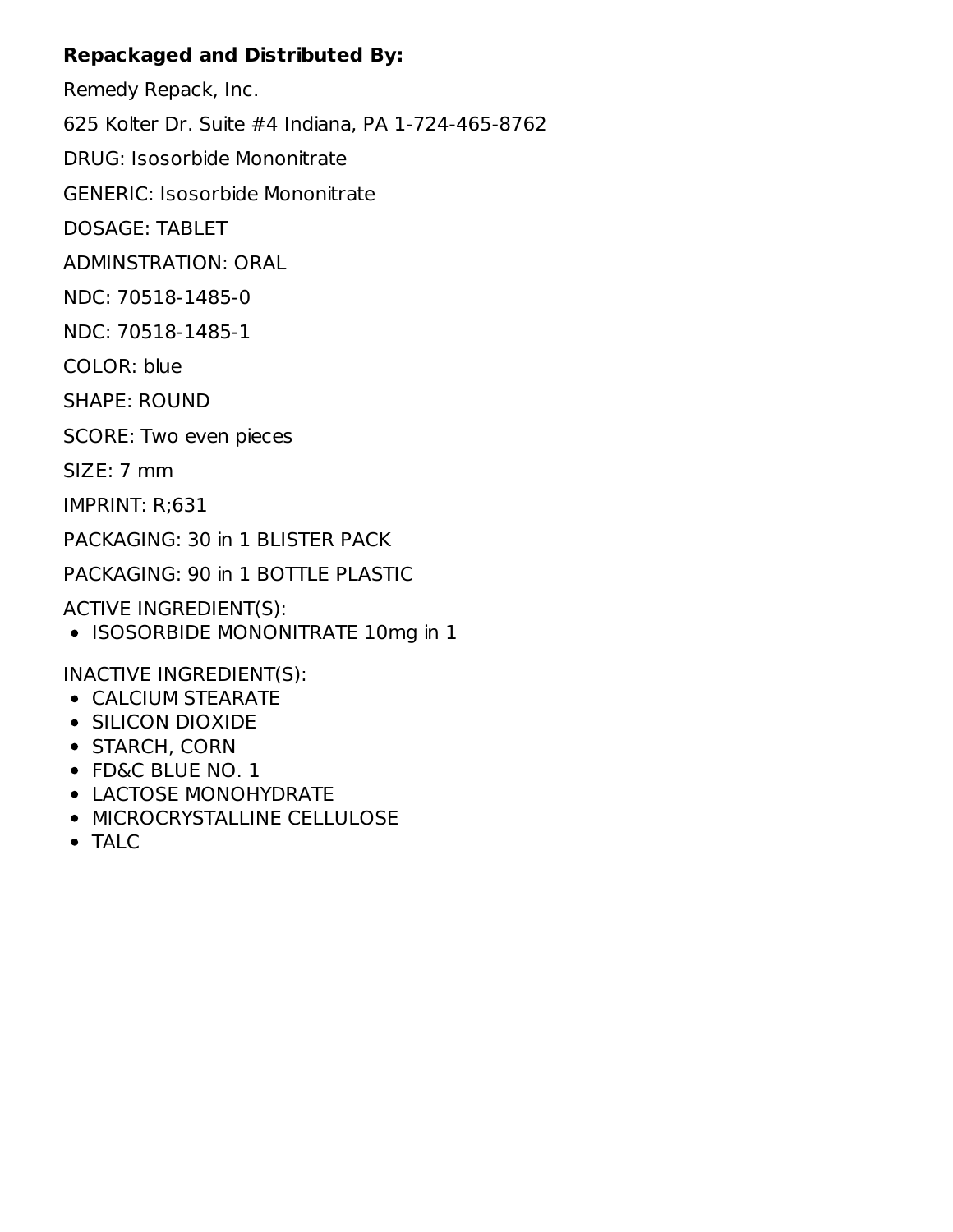**Repackaged and Distributed By:**

Remedy Repack, Inc.

625 Kolter Dr. Suite #4 Indiana, PA 1-724-465-8762

DRUG: Isosorbide Mononitrate

GENERIC: Isosorbide Mononitrate

DOSAGE: TABLET

ADMINSTRATION: ORAL

NDC: 70518-1485-0

NDC: 70518-1485-1

COLOR: blue

SHAPE: ROUND

SCORE: Two even pieces

SIZE: 7 mm

IMPRINT: R;631

PACKAGING: 30 in 1 BLISTER PACK

PACKAGING: 90 in 1 BOTTLE PLASTIC

ACTIVE INGREDIENT(S):

- ISOSORBIDE MONONITRATE 10mg in 1

INACTIVE INGREDIENT(S):

- CALCIUM STEARATE
- SILICON DIOXIDE
- STARCH, CORN
- FD&C BLUE NO. 1
- LACTOSE MONOHYDRATE
- MICROCRYSTALLINE CELLULOSE
- TALC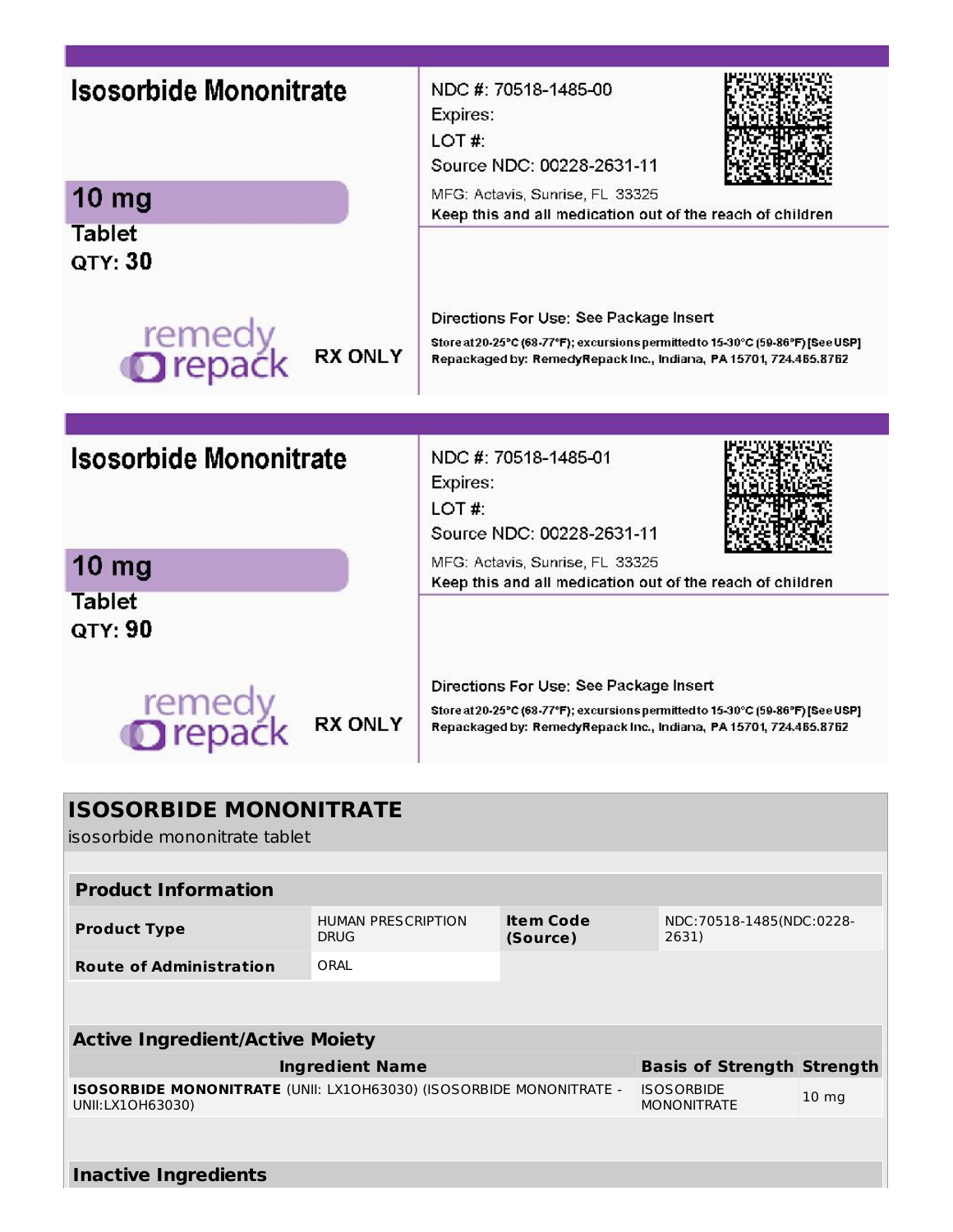Isosorbide Mononitrate

10 mg

Tablet

QTY: 30

remedy repack

RX ONLY

NDC #: 70518-1485-00

Expires:

LOT #:

Source NDC: 00228-2631-11

MFG: Actavis, Sunrise, FL 33325

Keep this and all medication out of the reach of children

Directions For Use: See Package Insert

Store at 20-25°C (68-77°F); excursions permitted to 15-30°C (59-86°F) [See USP]

Repackaged by: RemedyRepack Inc., Indiana, PA 15701, 724.465.8762

Isosorbide Mononitrate

10 mg

Tablet

QTY: 90

remedy repack

RX ONLY

NDC #: 70518-1485-01

Expires:

LOT #:

Source NDC: 00228-2631-11

MFG: Actavis, Sunrise, FL 33325

Keep this and all medication out of the reach of children

Directions For Use: See Package Insert

Store at 20-25°C (68-77°F); excursions permitted to 15-30°C (59-86°F) [See USP]

Repackaged by: RemedyRepack Inc., Indiana, PA 15701, 724.465.8762

## ISOSORBIDE MONONITRATE

isosorbide mononitrate tablet

| Product Information | | | |
|---|---|---|---|
| **Product Type** | HUMAN PRESCRIPTION DRUG | **Item Code (Source)** | NDC:70518-1485(NDC:0228-2631) |
| **Route of Administration** | ORAL | | |

| Active Ingredient/Active Moiety | | |
|---|---|---|
| **Ingredient Name** | **Basis of Strength** | **Strength** |
| **ISOSORBIDE MONONITRATE** (UNII: LX1OH63030) (ISOSORBIDE MONONITRATE - UNII:LX1OH63030) | ISOSORBIDE MONONITRATE | 10 mg |

**Inactive Ingredients**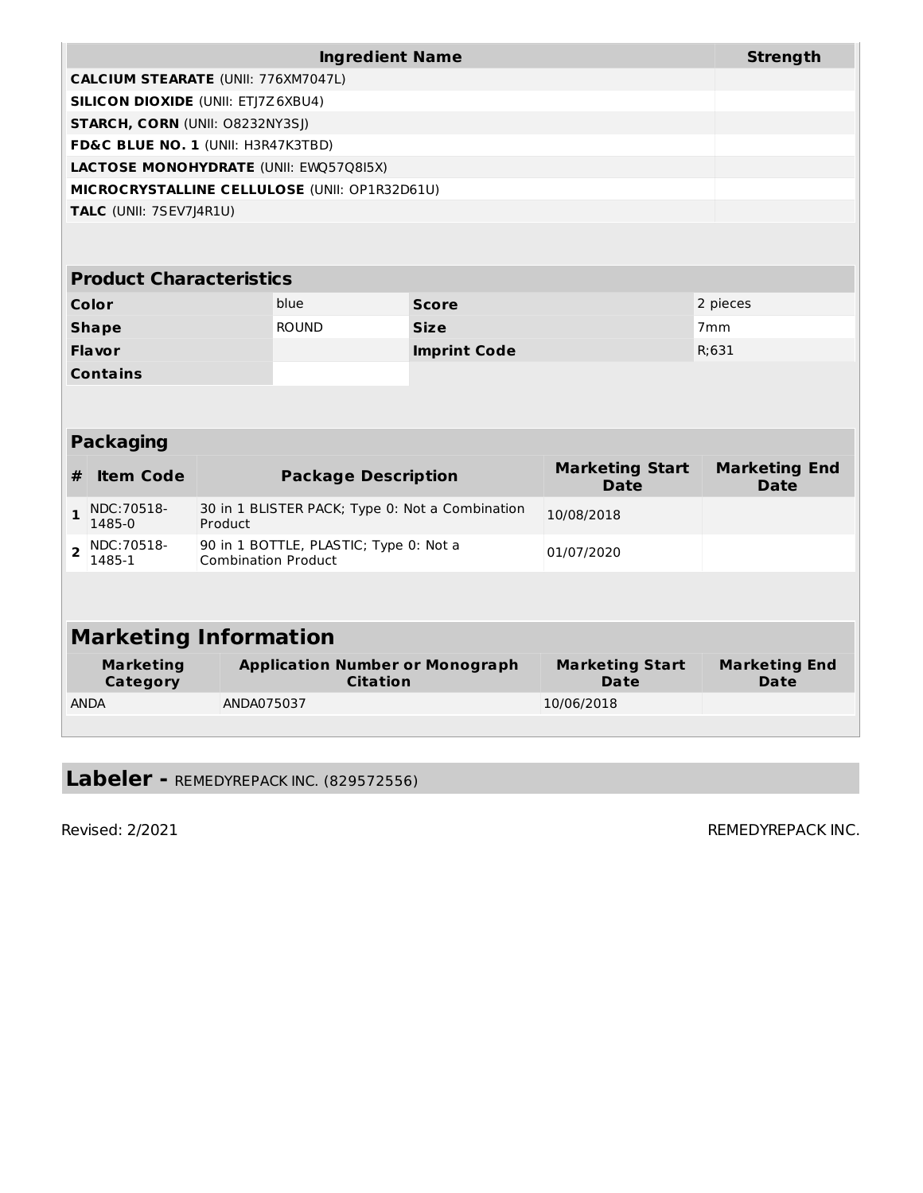| Ingredient Name | Strength |
| --- | --- |
| **CALCIUM STEARATE** (UNII: 776XM7047L) | |
| **SILICON DIOXIDE** (UNII: ETJ7Z6XBU4) | |
| **STARCH, CORN** (UNII: O8232NY3SJ) | |
| **FD&C BLUE NO. 1** (UNII: H3R47K3TBD) | |
| **LACTOSE MONOHYDRATE** (UNII: EWQ57Q8I5X) | |
| **MICROCRYSTALLINE CELLULOSE** (UNII: OP1R32D61U) | |
| **TALC** (UNII: 7SEV7J4R1U) | |

| Product Characteristics | | | |
| --- | --- | --- | --- |
| **Color** | blue | **Score** | 2 pieces |
| **Shape** | ROUND | **Size** | 7mm |
| **Flavor** | | **Imprint Code** | R;631 |
| **Contains** | | | |

## Packaging

| # | Item Code | Package Description | Marketing Start Date | Marketing End Date |
| --- | --- | --- | --- | --- |
| 1 | NDC:70518-1485-0 | 30 in 1 BLISTER PACK; Type 0: Not a Combination Product | 10/08/2018 | |
| 2 | NDC:70518-1485-1 | 90 in 1 BOTTLE, PLASTIC; Type 0: Not a Combination Product | 01/07/2020 | |

## Marketing Information

| Marketing Category | Application Number or Monograph Citation | Marketing Start Date | Marketing End Date |
| --- | --- | --- | --- |
| ANDA | ANDA075037 | 10/06/2018 | |

## Labeler - REMEDYREPACK INC. (829572556)

Revised: 2/2021

REMEDYREPACK INC.